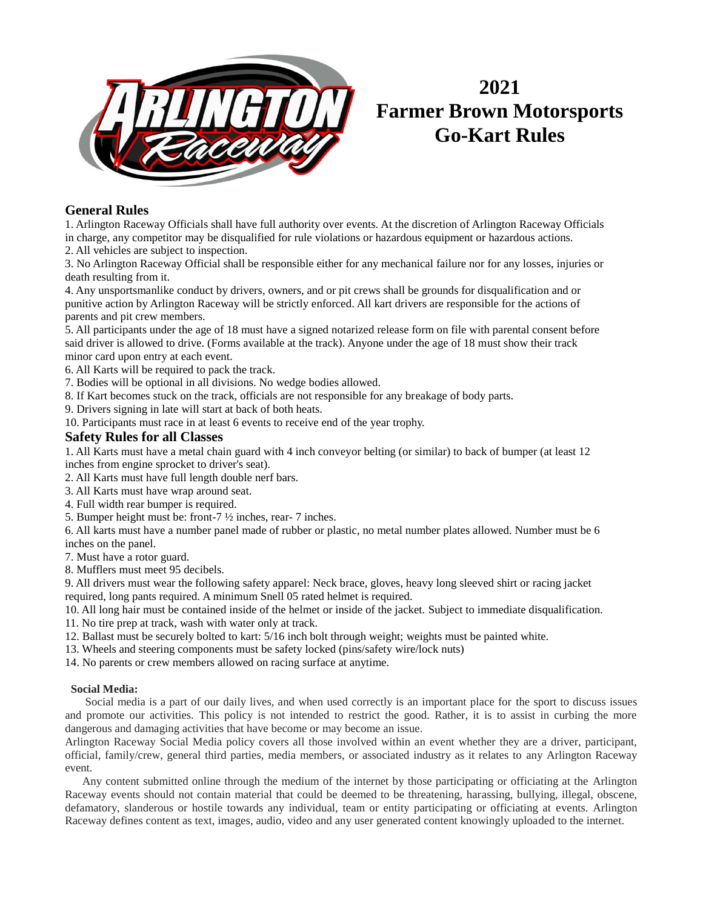# 2021 Farmer Brown Motorsports Go-Kart Rules

## General Rules

1. Arlington Raceway Officials shall have full authority over events. At the discretion of Arlington Raceway Officials in charge, any competitor may be disqualified for rule violations or hazardous equipment or hazardous actions.
2. All vehicles are subject to inspection.
3. No Arlington Raceway Official shall be responsible either for any mechanical failure nor for any losses, injuries or death resulting from it.
4. Any unsportsmanlike conduct by drivers, owners, and or pit crews shall be grounds for disqualification and or punitive action by Arlington Raceway will be strictly enforced. All kart drivers are responsible for the actions of parents and pit crew members.
5. All participants under the age of 18 must have a signed notarized release form on file with parental consent before said driver is allowed to drive. (Forms available at the track). Anyone under the age of 18 must show their track minor card upon entry at each event.
6. All Karts will be required to pack the track.
7. Bodies will be optional in all divisions. No wedge bodies allowed.
8. If Kart becomes stuck on the track, officials are not responsible for any breakage of body parts.
9. Drivers signing in late will start at back of both heats.
10. Participants must race in at least 6 events to receive end of the year trophy.

## Safety Rules for all Classes

1. All Karts must have a metal chain guard with 4 inch conveyor belting (or similar) to back of bumper (at least 12 inches from engine sprocket to driver's seat).
2. All Karts must have full length double nerf bars.
3. All Karts must have wrap around seat.
4. Full width rear bumper is required.
5. Bumper height must be: front-7 ½ inches, rear- 7 inches.
6. All karts must have a number panel made of rubber or plastic, no metal number plates allowed. Number must be 6 inches on the panel.
7. Must have a rotor guard.
8. Mufflers must meet 95 decibels.
9. All drivers must wear the following safety apparel: Neck brace, gloves, heavy long sleeved shirt or racing jacket required, long pants required. A minimum Snell 05 rated helmet is required.
10. All long hair must be contained inside of the helmet or inside of the jacket. Subject to immediate disqualification.
11. No tire prep at track, wash with water only at track.
12. Ballast must be securely bolted to kart: 5/16 inch bolt through weight; weights must be painted white.
13. Wheels and steering components must be safety locked (pins/safety wire/lock nuts)
14. No parents or crew members allowed on racing surface at anytime.

### Social Media:

Social media is a part of our daily lives, and when used correctly is an important place for the sport to discuss issues and promote our activities. This policy is not intended to restrict the good. Rather, it is to assist in curbing the more dangerous and damaging activities that have become or may become an issue.

Arlington Raceway Social Media policy covers all those involved within an event whether they are a driver, participant, official, family/crew, general third parties, media members, or associated industry as it relates to any Arlington Raceway event.

Any content submitted online through the medium of the internet by those participating or officiating at the Arlington Raceway events should not contain material that could be deemed to be threatening, harassing, bullying, illegal, obscene, defamatory, slanderous or hostile towards any individual, team or entity participating or officiating at events. Arlington Raceway defines content as text, images, audio, video and any user generated content knowingly uploaded to the internet.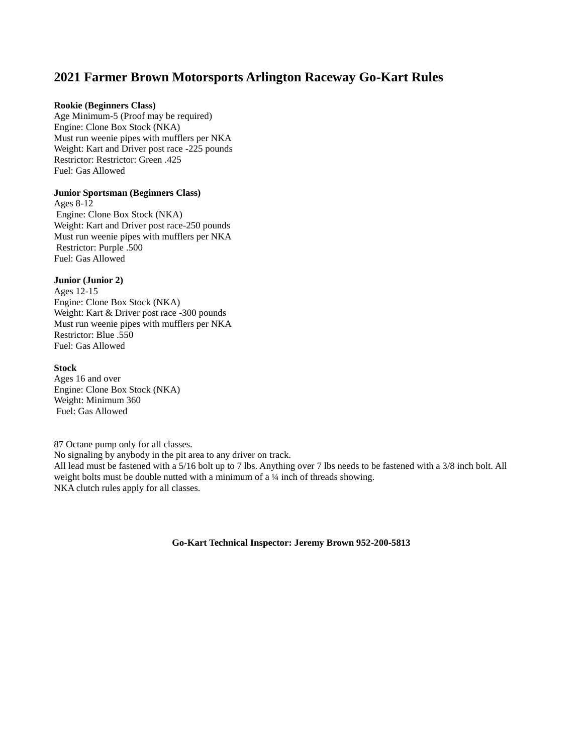# 2021 Farmer Brown Motorsports Arlington Raceway Go-Kart Rules

**Rookie (Beginners Class)**
Age Minimum-5 (Proof may be required)
Engine: Clone Box Stock (NKA)
Must run weenie pipes with mufflers per NKA
Weight: Kart and Driver post race -225 pounds
Restrictor: Restrictor: Green .425
Fuel: Gas Allowed

**Junior Sportsman (Beginners Class)**
Ages 8-12
Engine: Clone Box Stock (NKA)
Weight: Kart and Driver post race-250 pounds
Must run weenie pipes with mufflers per NKA
Restrictor: Purple .500
Fuel: Gas Allowed

**Junior (Junior 2)**
Ages 12-15
Engine: Clone Box Stock (NKA)
Weight: Kart & Driver post race -300 pounds
Must run weenie pipes with mufflers per NKA
Restrictor: Blue .550
Fuel: Gas Allowed

**Stock**
Ages 16 and over
Engine: Clone Box Stock (NKA)
Weight: Minimum 360
Fuel: Gas Allowed

87 Octane pump only for all classes.
No signaling by anybody in the pit area to any driver on track.
All lead must be fastened with a 5/16 bolt up to 7 lbs. Anything over 7 lbs needs to be fastened with a 3/8 inch bolt. All weight bolts must be double nutted with a minimum of a ¼ inch of threads showing.
NKA clutch rules apply for all classes.

**Go-Kart Technical Inspector: Jeremy Brown 952-200-5813**